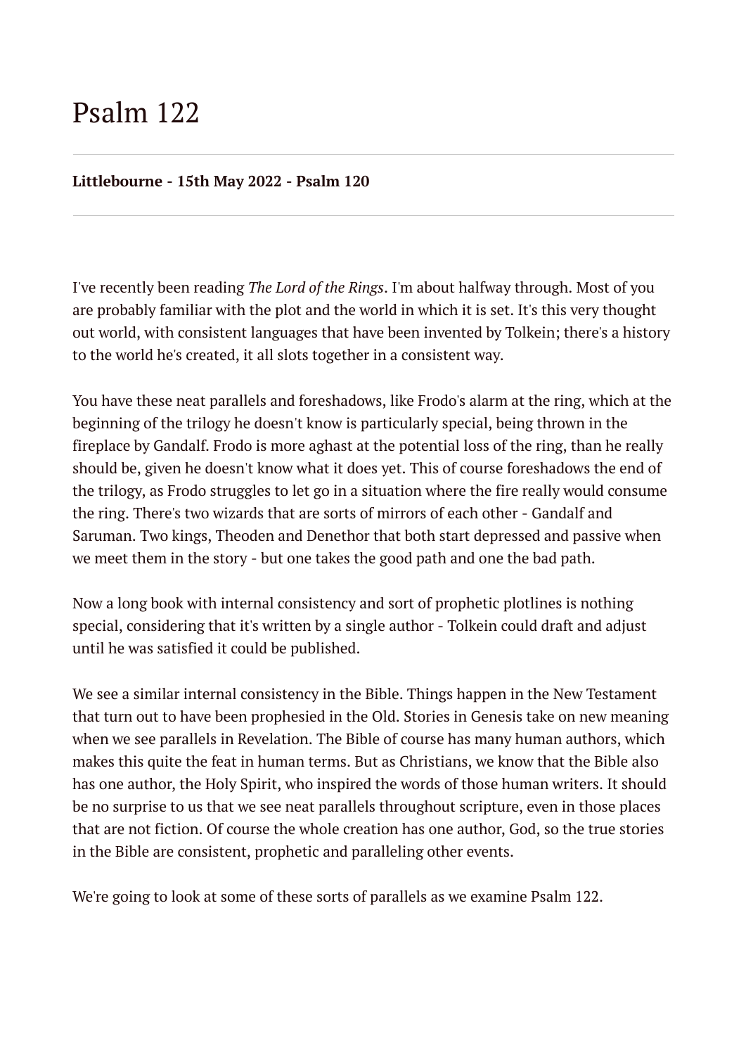# Psalm 122

**Littlebourne - 15th May 2022 - Psalm 120**

I've recently been reading *The Lord of the Rings*. I'm about halfway through. Most of you are probably familiar with the plot and the world in which it is set. It's this very thought out world, with consistent languages that have been invented by Tolkein; there's a history to the world he's created, it all slots together in a consistent way.

You have these neat parallels and foreshadows, like Frodo's alarm at the ring, which at the beginning of the trilogy he doesn't know is particularly special, being thrown in the fireplace by Gandalf. Frodo is more aghast at the potential loss of the ring, than he really should be, given he doesn't know what it does yet. This of course foreshadows the end of the trilogy, as Frodo struggles to let go in a situation where the fire really would consume the ring. There's two wizards that are sorts of mirrors of each other - Gandalf and Saruman. Two kings, Theoden and Denethor that both start depressed and passive when we meet them in the story - but one takes the good path and one the bad path.

Now a long book with internal consistency and sort of prophetic plotlines is nothing special, considering that it's written by a single author - Tolkein could draft and adjust until he was satisfied it could be published.

We see a similar internal consistency in the Bible. Things happen in the New Testament that turn out to have been prophesied in the Old. Stories in Genesis take on new meaning when we see parallels in Revelation. The Bible of course has many human authors, which makes this quite the feat in human terms. But as Christians, we know that the Bible also has one author, the Holy Spirit, who inspired the words of those human writers. It should be no surprise to us that we see neat parallels throughout scripture, even in those places that are not fiction. Of course the whole creation has one author, God, so the true stories in the Bible are consistent, prophetic and paralleling other events.

We're going to look at some of these sorts of parallels as we examine Psalm 122.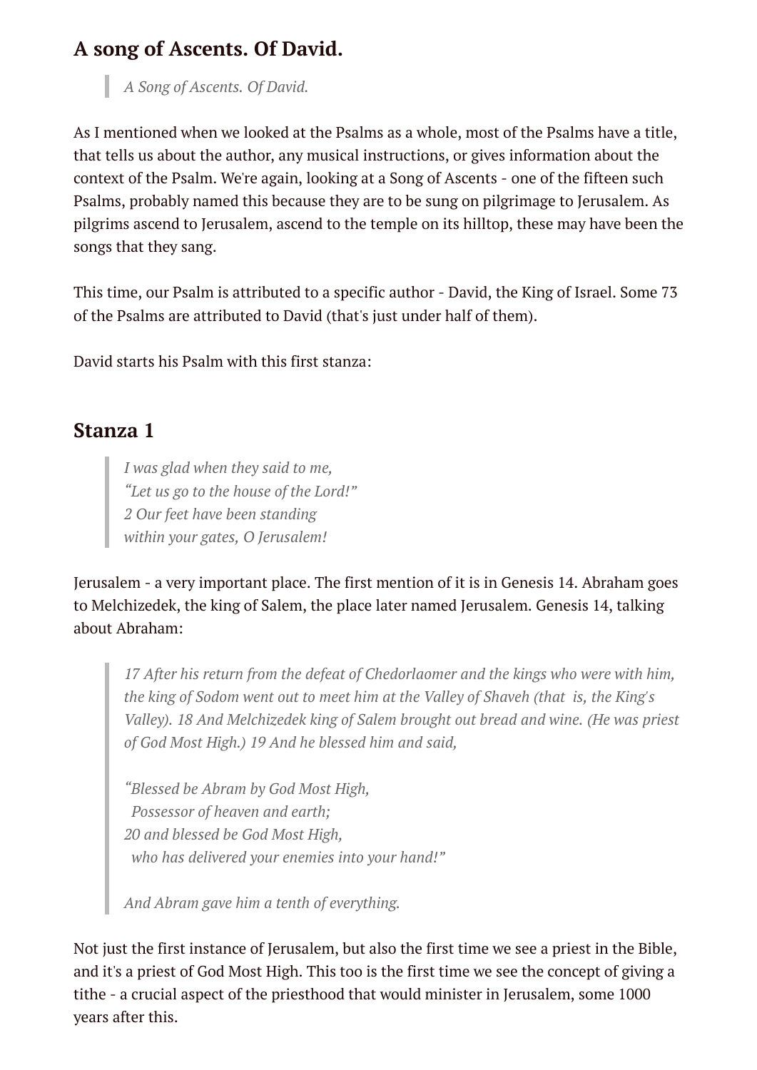## A song of Ascents. Of David.

> *A Song of Ascents. Of David.*

As I mentioned when we looked at the Psalms as a whole, most of the Psalms have a title, that tells us about the author, any musical instructions, or gives information about the context of the Psalm. We're again, looking at a Song of Ascents - one of the fifteen such Psalms, probably named this because they are to be sung on pilgrimage to Jerusalem. As pilgrims ascend to Jerusalem, ascend to the temple on its hilltop, these may have been the songs that they sang.

This time, our Psalm is attributed to a specific author - David, the King of Israel. Some 73 of the Psalms are attributed to David (that's just under half of them).

David starts his Psalm with this first stanza:

## Stanza 1

> *I was glad when they said to me,*
> *"Let us go to the house of the Lord!"*
> *2 Our feet have been standing*
> *within your gates, O Jerusalem!*

Jerusalem - a very important place. The first mention of it is in Genesis 14. Abraham goes to Melchizedek, the king of Salem, the place later named Jerusalem. Genesis 14, talking about Abraham:

> *17 After his return from the defeat of Chedorlaomer and the kings who were with him, the king of Sodom went out to meet him at the Valley of Shaveh (that is, the King's Valley). 18 And Melchizedek king of Salem brought out bread and wine. (He was priest of God Most High.) 19 And he blessed him and said,*
>
> *"Blessed be Abram by God Most High,*
> *Possessor of heaven and earth;*
> *20 and blessed be God Most High,*
> *who has delivered your enemies into your hand!"*
>
> *And Abram gave him a tenth of everything.*

Not just the first instance of Jerusalem, but also the first time we see a priest in the Bible, and it's a priest of God Most High. This too is the first time we see the concept of giving a tithe - a crucial aspect of the priesthood that would minister in Jerusalem, some 1000 years after this.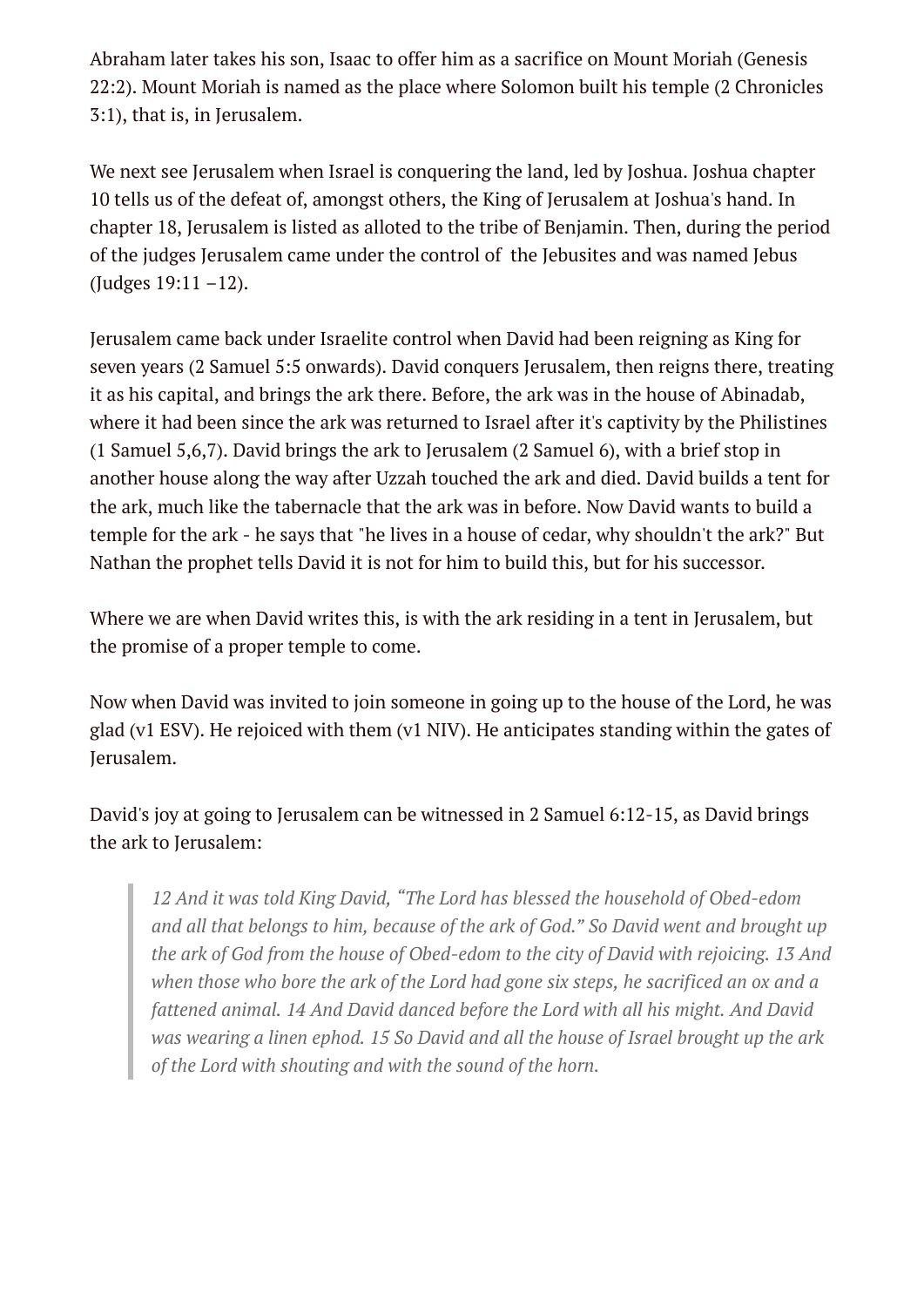Abraham later takes his son, Isaac to offer him as a sacrifice on Mount Moriah (Genesis 22:2). Mount Moriah is named as the place where Solomon built his temple (2 Chronicles 3:1), that is, in Jerusalem.

We next see Jerusalem when Israel is conquering the land, led by Joshua. Joshua chapter 10 tells us of the defeat of, amongst others, the King of Jerusalem at Joshua's hand. In chapter 18, Jerusalem is listed as alloted to the tribe of Benjamin. Then, during the period of the judges Jerusalem came under the control of  the Jebusites and was named Jebus (Judges 19:11 –12).

Jerusalem came back under Israelite control when David had been reigning as King for seven years (2 Samuel 5:5 onwards). David conquers Jerusalem, then reigns there, treating it as his capital, and brings the ark there. Before, the ark was in the house of Abinadab, where it had been since the ark was returned to Israel after it's captivity by the Philistines (1 Samuel 5,6,7). David brings the ark to Jerusalem (2 Samuel 6), with a brief stop in another house along the way after Uzzah touched the ark and died. David builds a tent for the ark, much like the tabernacle that the ark was in before. Now David wants to build a temple for the ark - he says that "he lives in a house of cedar, why shouldn't the ark?" But Nathan the prophet tells David it is not for him to build this, but for his successor.

Where we are when David writes this, is with the ark residing in a tent in Jerusalem, but the promise of a proper temple to come.

Now when David was invited to join someone in going up to the house of the Lord, he was glad (v1 ESV). He rejoiced with them (v1 NIV). He anticipates standing within the gates of Jerusalem.

David's joy at going to Jerusalem can be witnessed in 2 Samuel 6:12-15, as David brings the ark to Jerusalem:

> *12 And it was told King David, "The Lord has blessed the household of Obed-edom and all that belongs to him, because of the ark of God." So David went and brought up the ark of God from the house of Obed-edom to the city of David with rejoicing. 13 And when those who bore the ark of the Lord had gone six steps, he sacrificed an ox and a fattened animal. 14 And David danced before the Lord with all his might. And David was wearing a linen ephod. 15 So David and all the house of Israel brought up the ark of the Lord with shouting and with the sound of the horn.*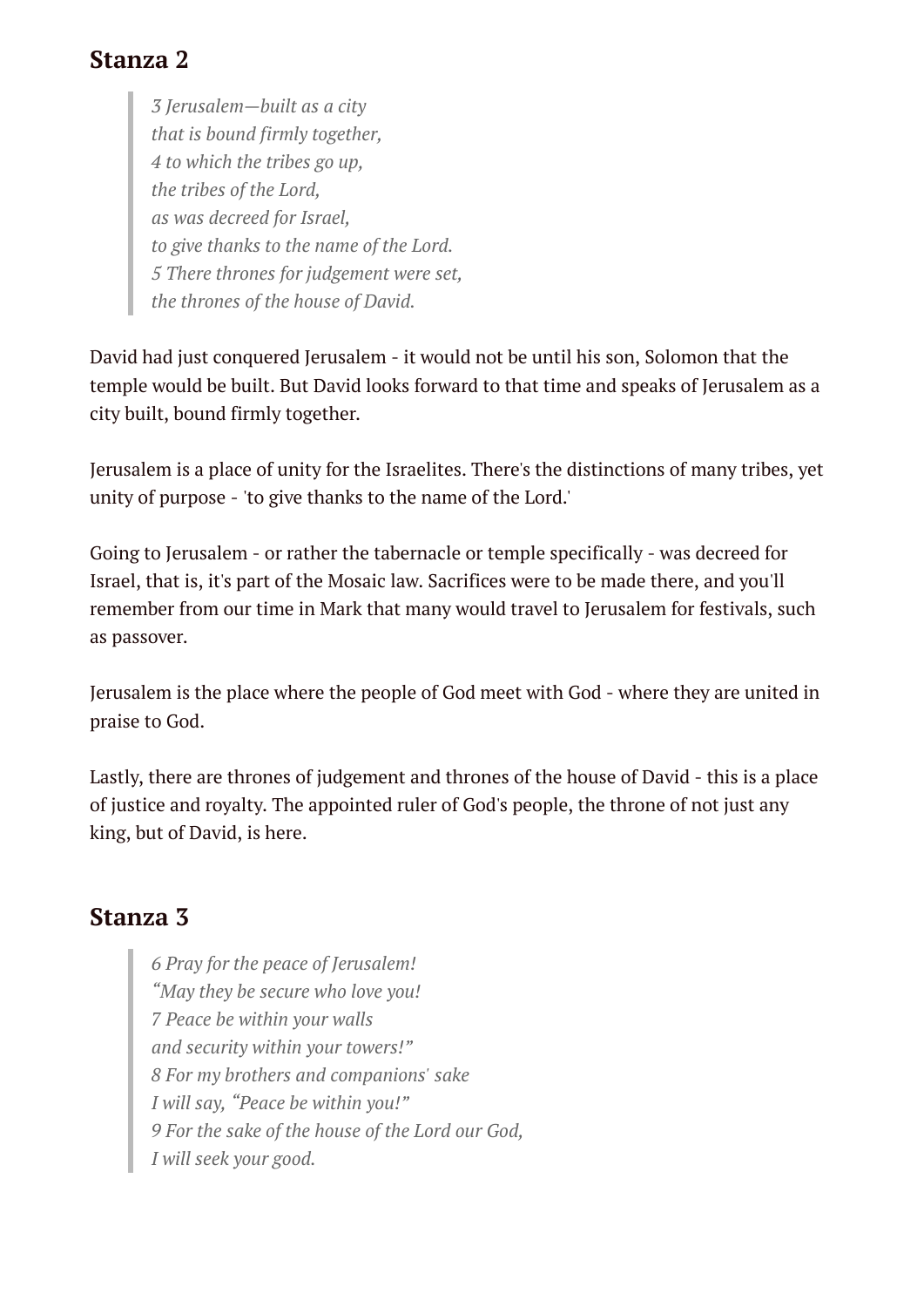## Stanza 2

> *3 Jerusalem—built as a city*
> *that is bound firmly together,*
> *4 to which the tribes go up,*
> *the tribes of the Lord,*
> *as was decreed for Israel,*
> *to give thanks to the name of the Lord.*
> *5 There thrones for judgement were set,*
> *the thrones of the house of David.*

David had just conquered Jerusalem - it would not be until his son, Solomon that the temple would be built. But David looks forward to that time and speaks of Jerusalem as a city built, bound firmly together.

Jerusalem is a place of unity for the Israelites. There's the distinctions of many tribes, yet unity of purpose - 'to give thanks to the name of the Lord.'

Going to Jerusalem - or rather the tabernacle or temple specifically - was decreed for Israel, that is, it's part of the Mosaic law. Sacrifices were to be made there, and you'll remember from our time in Mark that many would travel to Jerusalem for festivals, such as passover.

Jerusalem is the place where the people of God meet with God - where they are united in praise to God.

Lastly, there are thrones of judgement and thrones of the house of David - this is a place of justice and royalty. The appointed ruler of God's people, the throne of not just any king, but of David, is here.

## Stanza 3

> *6 Pray for the peace of Jerusalem!*
> *"May they be secure who love you!*
> *7 Peace be within your walls*
> *and security within your towers!"*
> *8 For my brothers and companions' sake*
> *I will say, "Peace be within you!"*
> *9 For the sake of the house of the Lord our God,*
> *I will seek your good.*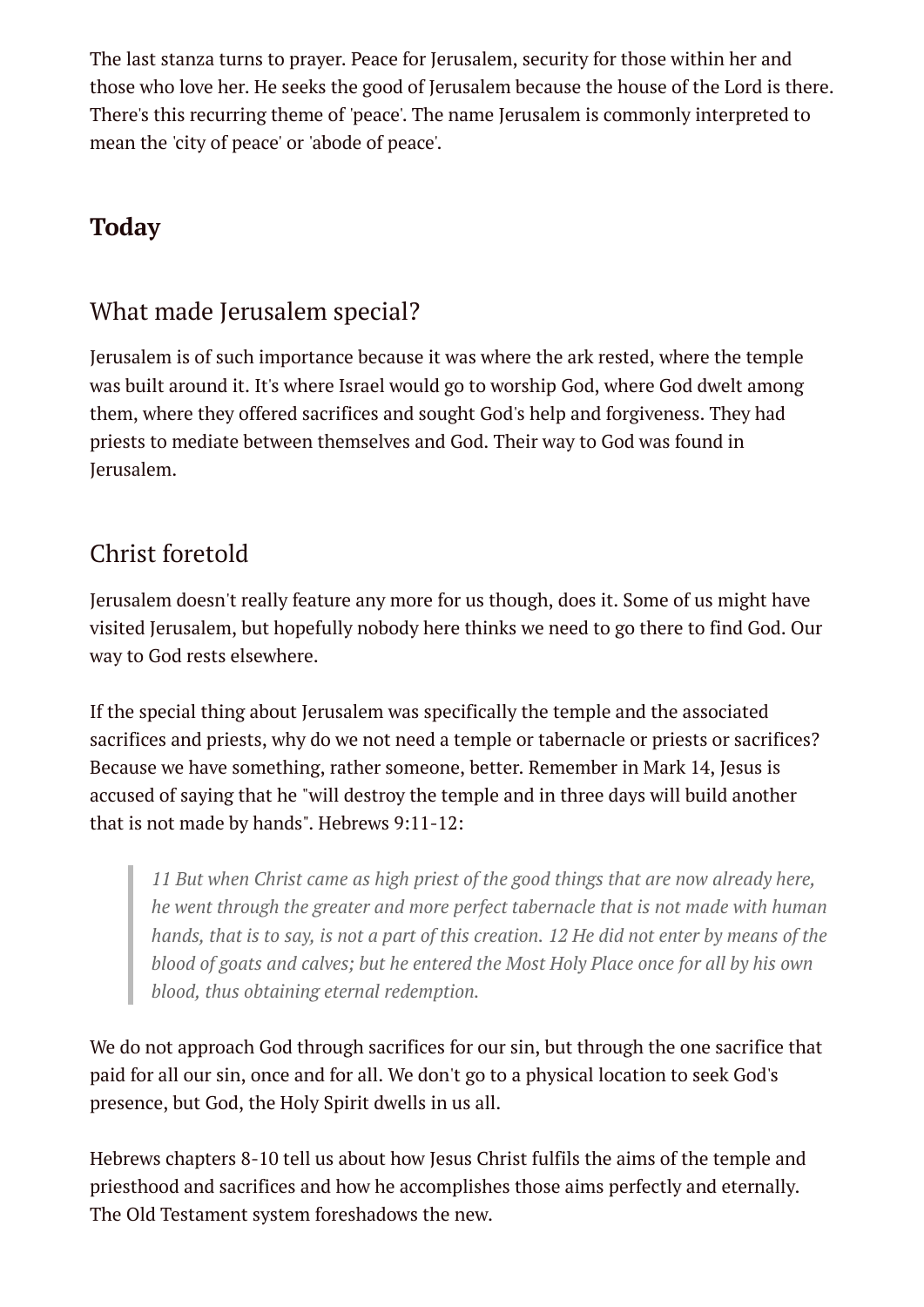The last stanza turns to prayer. Peace for Jerusalem, security for those within her and those who love her. He seeks the good of Jerusalem because the house of the Lord is there. There's this recurring theme of 'peace'. The name Jerusalem is commonly interpreted to mean the 'city of peace' or 'abode of peace'.

## Today

### What made Jerusalem special?

Jerusalem is of such importance because it was where the ark rested, where the temple was built around it. It's where Israel would go to worship God, where God dwelt among them, where they offered sacrifices and sought God's help and forgiveness. They had priests to mediate between themselves and God. Their way to God was found in Jerusalem.

### Christ foretold

Jerusalem doesn't really feature any more for us though, does it. Some of us might have visited Jerusalem, but hopefully nobody here thinks we need to go there to find God. Our way to God rests elsewhere.

If the special thing about Jerusalem was specifically the temple and the associated sacrifices and priests, why do we not need a temple or tabernacle or priests or sacrifices? Because we have something, rather someone, better. Remember in Mark 14, Jesus is accused of saying that he "will destroy the temple and in three days will build another that is not made by hands". Hebrews 9:11-12:

> *11 But when Christ came as high priest of the good things that are now already here, he went through the greater and more perfect tabernacle that is not made with human hands, that is to say, is not a part of this creation. 12 He did not enter by means of the blood of goats and calves; but he entered the Most Holy Place once for all by his own blood, thus obtaining eternal redemption.*

We do not approach God through sacrifices for our sin, but through the one sacrifice that paid for all our sin, once and for all. We don't go to a physical location to seek God's presence, but God, the Holy Spirit dwells in us all.

Hebrews chapters 8-10 tell us about how Jesus Christ fulfils the aims of the temple and priesthood and sacrifices and how he accomplishes those aims perfectly and eternally. The Old Testament system foreshadows the new.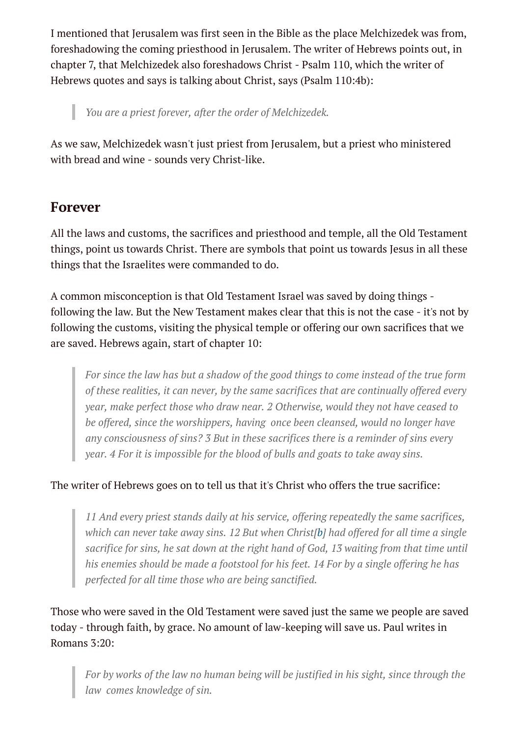I mentioned that Jerusalem was first seen in the Bible as the place Melchizedek was from, foreshadowing the coming priesthood in Jerusalem. The writer of Hebrews points out, in chapter 7, that Melchizedek also foreshadows Christ - Psalm 110, which the writer of Hebrews quotes and says is talking about Christ, says (Psalm 110:4b):

> *You are a priest forever, after the order of Melchizedek.*

As we saw, Melchizedek wasn't just priest from Jerusalem, but a priest who ministered with bread and wine - sounds very Christ-like.

## Forever

All the laws and customs, the sacrifices and priesthood and temple, all the Old Testament things, point us towards Christ. There are symbols that point us towards Jesus in all these things that the Israelites were commanded to do.

A common misconception is that Old Testament Israel was saved by doing things - following the law. But the New Testament makes clear that this is not the case - it's not by following the customs, visiting the physical temple or offering our own sacrifices that we are saved. Hebrews again, start of chapter 10:

> *For since the law has but a shadow of the good things to come instead of the true form of these realities, it can never, by the same sacrifices that are continually offered every year, make perfect those who draw near. 2 Otherwise, would they not have ceased to be offered, since the worshippers, having once been cleansed, would no longer have any consciousness of sins? 3 But in these sacrifices there is a reminder of sins every year. 4 For it is impossible for the blood of bulls and goats to take away sins.*

The writer of Hebrews goes on to tell us that it's Christ who offers the true sacrifice:

> *11 And every priest stands daily at his service, offering repeatedly the same sacrifices, which can never take away sins. 12 But when Christ[b] had offered for all time a single sacrifice for sins, he sat down at the right hand of God, 13 waiting from that time until his enemies should be made a footstool for his feet. 14 For by a single offering he has perfected for all time those who are being sanctified.*

Those who were saved in the Old Testament were saved just the same we people are saved today - through faith, by grace. No amount of law-keeping will save us. Paul writes in Romans 3:20:

> *For by works of the law no human being will be justified in his sight, since through the law comes knowledge of sin.*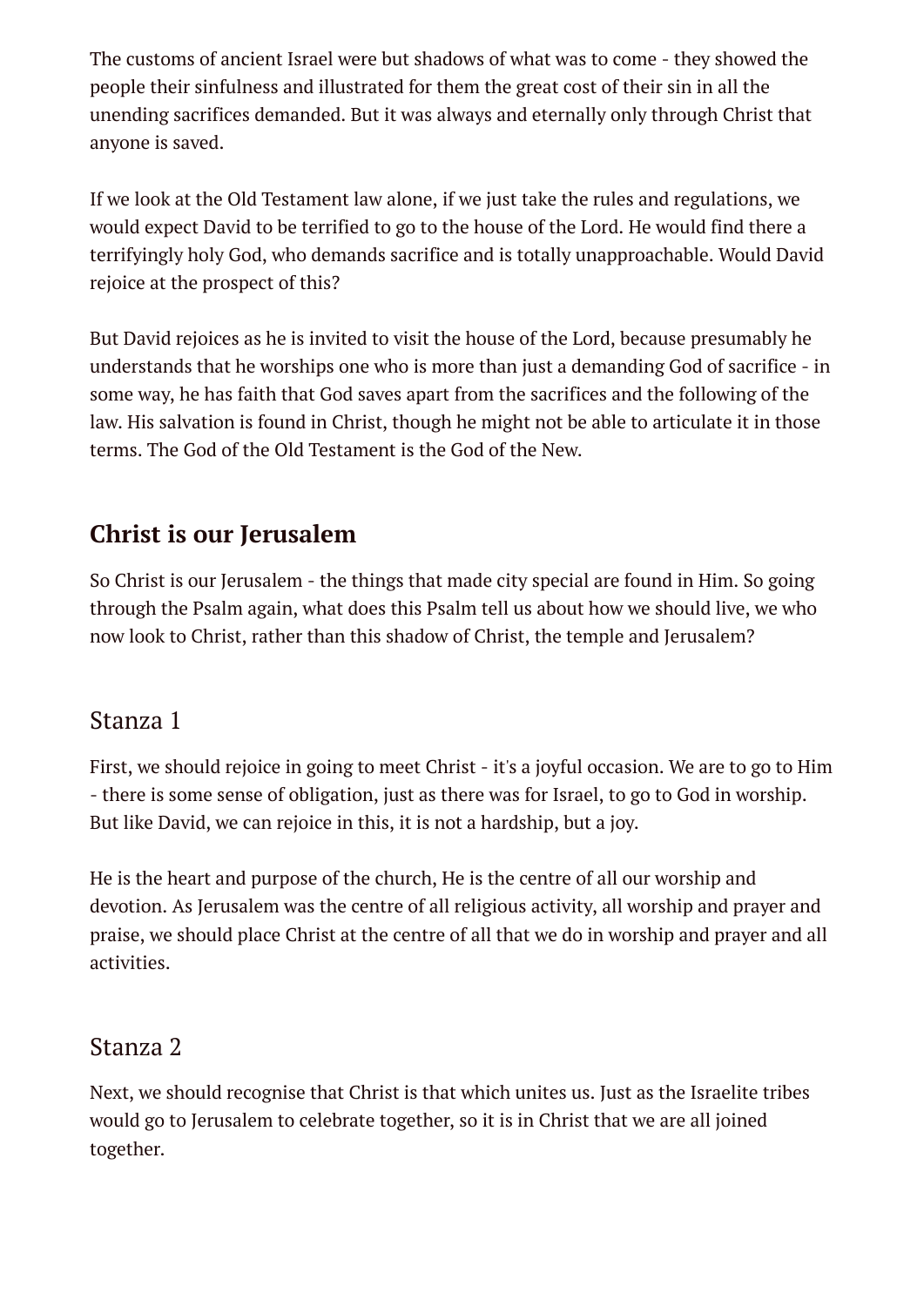The customs of ancient Israel were but shadows of what was to come - they showed the people their sinfulness and illustrated for them the great cost of their sin in all the unending sacrifices demanded. But it was always and eternally only through Christ that anyone is saved.

If we look at the Old Testament law alone, if we just take the rules and regulations, we would expect David to be terrified to go to the house of the Lord. He would find there a terrifyingly holy God, who demands sacrifice and is totally unapproachable. Would David rejoice at the prospect of this?

But David rejoices as he is invited to visit the house of the Lord, because presumably he understands that he worships one who is more than just a demanding God of sacrifice - in some way, he has faith that God saves apart from the sacrifices and the following of the law. His salvation is found in Christ, though he might not be able to articulate it in those terms. The God of the Old Testament is the God of the New.

## Christ is our Jerusalem

So Christ is our Jerusalem - the things that made city special are found in Him. So going through the Psalm again, what does this Psalm tell us about how we should live, we who now look to Christ, rather than this shadow of Christ, the temple and Jerusalem?

### Stanza 1

First, we should rejoice in going to meet Christ - it's a joyful occasion. We are to go to Him - there is some sense of obligation, just as there was for Israel, to go to God in worship. But like David, we can rejoice in this, it is not a hardship, but a joy.

He is the heart and purpose of the church, He is the centre of all our worship and devotion. As Jerusalem was the centre of all religious activity, all worship and prayer and praise, we should place Christ at the centre of all that we do in worship and prayer and all activities.

### Stanza 2

Next, we should recognise that Christ is that which unites us. Just as the Israelite tribes would go to Jerusalem to celebrate together, so it is in Christ that we are all joined together.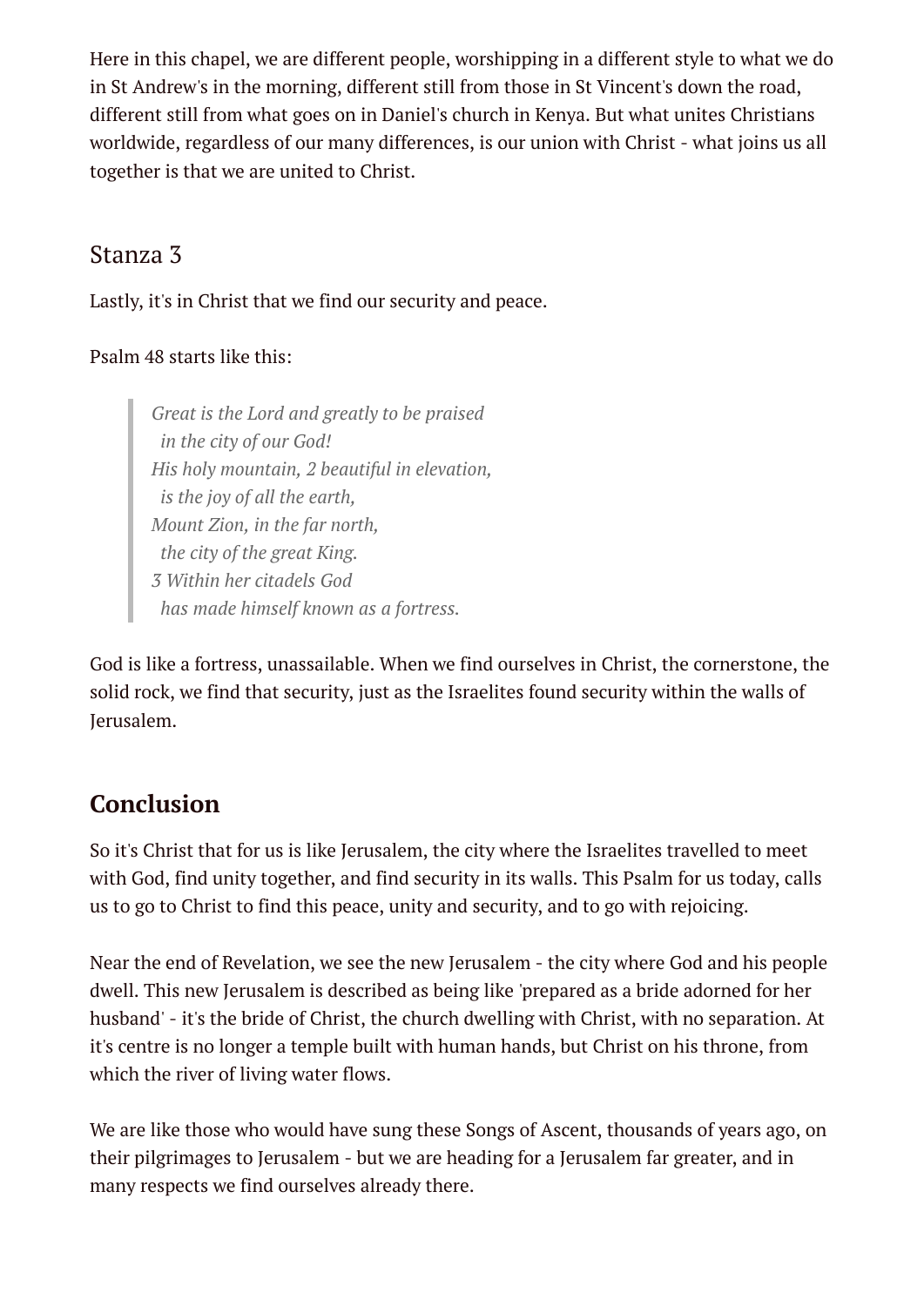Here in this chapel, we are different people, worshipping in a different style to what we do in St Andrew's in the morning, different still from those in St Vincent's down the road, different still from what goes on in Daniel's church in Kenya. But what unites Christians worldwide, regardless of our many differences, is our union with Christ - what joins us all together is that we are united to Christ.

### Stanza 3

Lastly, it's in Christ that we find our security and peace.

Psalm 48 starts like this:

> *Great is the Lord and greatly to be praised*
> *in the city of our God!*
> *His holy mountain, 2 beautiful in elevation,*
> *is the joy of all the earth,*
> *Mount Zion, in the far north,*
> *the city of the great King.*
> *3 Within her citadels God*
> *has made himself known as a fortress.*

God is like a fortress, unassailable. When we find ourselves in Christ, the cornerstone, the solid rock, we find that security, just as the Israelites found security within the walls of Jerusalem.

## Conclusion

So it's Christ that for us is like Jerusalem, the city where the Israelites travelled to meet with God, find unity together, and find security in its walls. This Psalm for us today, calls us to go to Christ to find this peace, unity and security, and to go with rejoicing.

Near the end of Revelation, we see the new Jerusalem - the city where God and his people dwell. This new Jerusalem is described as being like 'prepared as a bride adorned for her husband' - it's the bride of Christ, the church dwelling with Christ, with no separation. At it's centre is no longer a temple built with human hands, but Christ on his throne, from which the river of living water flows.

We are like those who would have sung these Songs of Ascent, thousands of years ago, on their pilgrimages to Jerusalem - but we are heading for a Jerusalem far greater, and in many respects we find ourselves already there.